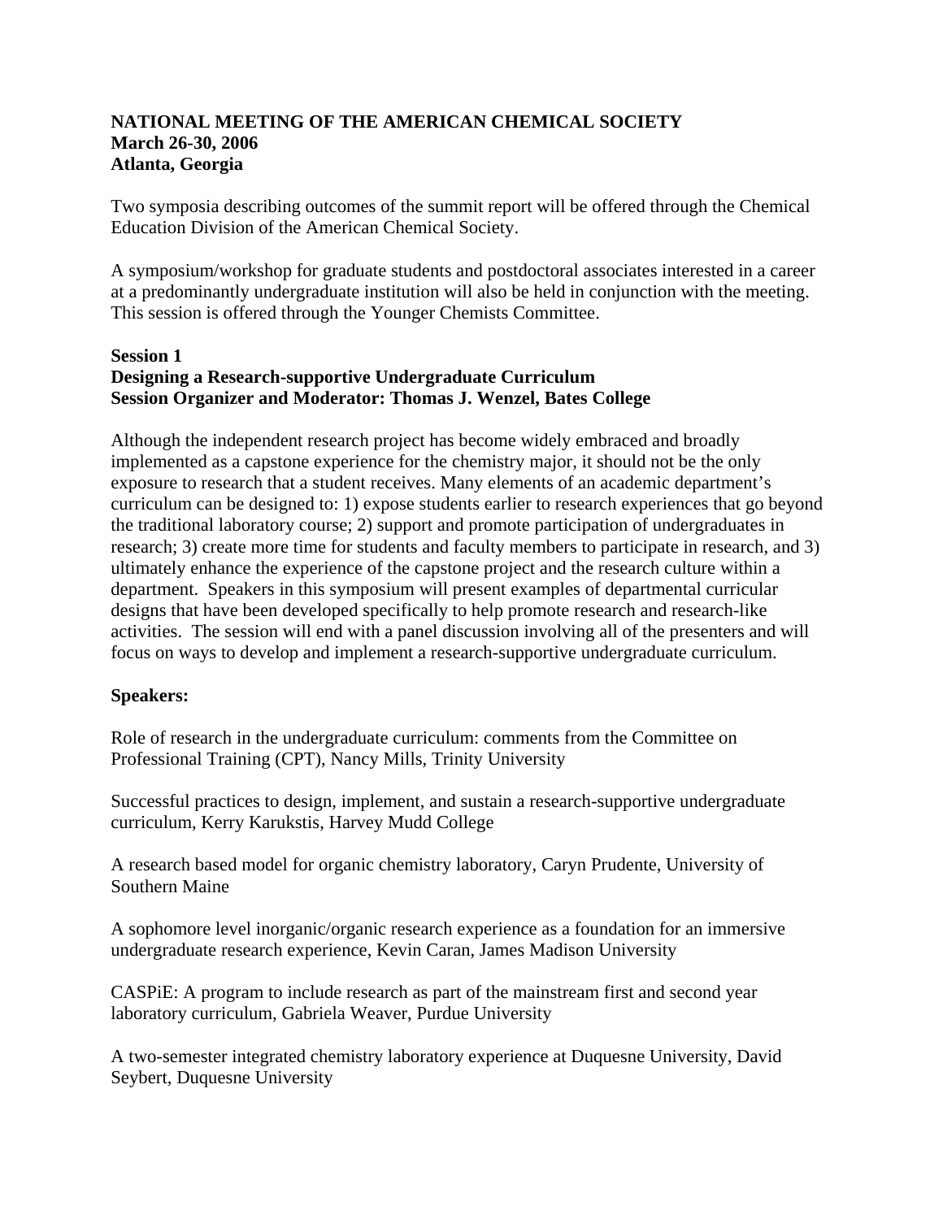**NATIONAL MEETING OF THE AMERICAN CHEMICAL SOCIETY**
**March 26-30, 2006**
**Atlanta, Georgia**

Two symposia describing outcomes of the summit report will be offered through the Chemical Education Division of the American Chemical Society.

A symposium/workshop for graduate students and postdoctoral associates interested in a career at a predominantly undergraduate institution will also be held in conjunction with the meeting. This session is offered through the Younger Chemists Committee.

**Session 1**
**Designing a Research-supportive Undergraduate Curriculum**
**Session Organizer and Moderator: Thomas J. Wenzel, Bates College**

Although the independent research project has become widely embraced and broadly implemented as a capstone experience for the chemistry major, it should not be the only exposure to research that a student receives. Many elements of an academic department's curriculum can be designed to: 1) expose students earlier to research experiences that go beyond the traditional laboratory course; 2) support and promote participation of undergraduates in research; 3) create more time for students and faculty members to participate in research, and 3) ultimately enhance the experience of the capstone project and the research culture within a department. Speakers in this symposium will present examples of departmental curricular designs that have been developed specifically to help promote research and research-like activities. The session will end with a panel discussion involving all of the presenters and will focus on ways to develop and implement a research-supportive undergraduate curriculum.

**Speakers:**

Role of research in the undergraduate curriculum: comments from the Committee on Professional Training (CPT), Nancy Mills, Trinity University

Successful practices to design, implement, and sustain a research-supportive undergraduate curriculum, Kerry Karukstis, Harvey Mudd College

A research based model for organic chemistry laboratory, Caryn Prudente, University of Southern Maine

A sophomore level inorganic/organic research experience as a foundation for an immersive undergraduate research experience, Kevin Caran, James Madison University

CASPiE: A program to include research as part of the mainstream first and second year laboratory curriculum, Gabriela Weaver, Purdue University

A two-semester integrated chemistry laboratory experience at Duquesne University, David Seybert, Duquesne University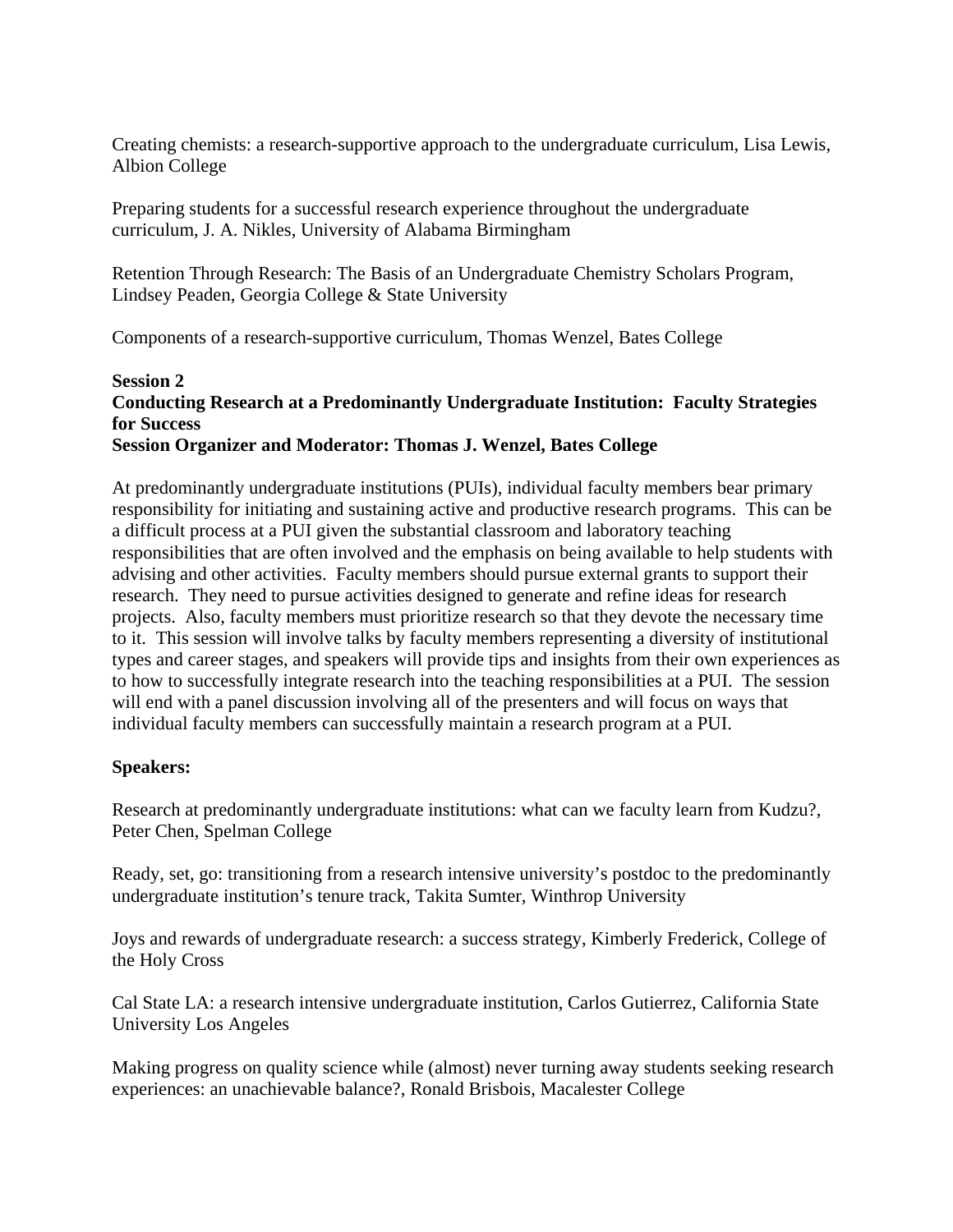Creating chemists: a research-supportive approach to the undergraduate curriculum, Lisa Lewis, Albion College

Preparing students for a successful research experience throughout the undergraduate curriculum, J. A. Nikles, University of Alabama Birmingham

Retention Through Research: The Basis of an Undergraduate Chemistry Scholars Program, Lindsey Peaden, Georgia College & State University

Components of a research-supportive curriculum, Thomas Wenzel, Bates College

**Session 2**
**Conducting Research at a Predominantly Undergraduate Institution: Faculty Strategies for Success**
**Session Organizer and Moderator: Thomas J. Wenzel, Bates College**

At predominantly undergraduate institutions (PUIs), individual faculty members bear primary responsibility for initiating and sustaining active and productive research programs. This can be a difficult process at a PUI given the substantial classroom and laboratory teaching responsibilities that are often involved and the emphasis on being available to help students with advising and other activities. Faculty members should pursue external grants to support their research. They need to pursue activities designed to generate and refine ideas for research projects. Also, faculty members must prioritize research so that they devote the necessary time to it. This session will involve talks by faculty members representing a diversity of institutional types and career stages, and speakers will provide tips and insights from their own experiences as to how to successfully integrate research into the teaching responsibilities at a PUI. The session will end with a panel discussion involving all of the presenters and will focus on ways that individual faculty members can successfully maintain a research program at a PUI.

**Speakers:**

Research at predominantly undergraduate institutions: what can we faculty learn from Kudzu?, Peter Chen, Spelman College

Ready, set, go: transitioning from a research intensive university's postdoc to the predominantly undergraduate institution's tenure track, Takita Sumter, Winthrop University

Joys and rewards of undergraduate research: a success strategy, Kimberly Frederick, College of the Holy Cross

Cal State LA: a research intensive undergraduate institution, Carlos Gutierrez, California State University Los Angeles

Making progress on quality science while (almost) never turning away students seeking research experiences: an unachievable balance?, Ronald Brisbois, Macalester College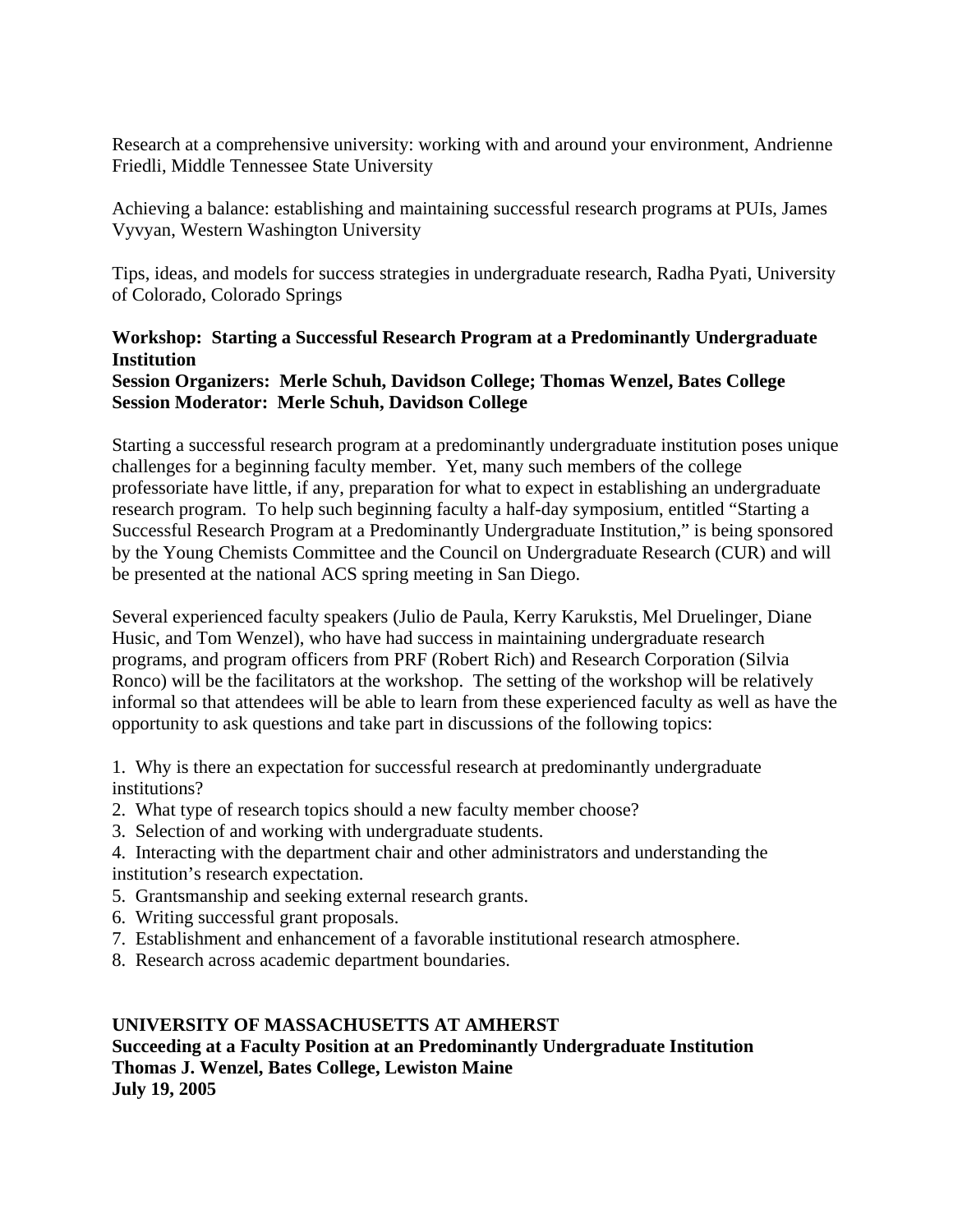Research at a comprehensive university: working with and around your environment, Andrienne Friedli, Middle Tennessee State University

Achieving a balance: establishing and maintaining successful research programs at PUIs, James Vyvyan, Western Washington University

Tips, ideas, and models for success strategies in undergraduate research, Radha Pyati, University of Colorado, Colorado Springs

**Workshop: Starting a Successful Research Program at a Predominantly Undergraduate Institution**
**Session Organizers: Merle Schuh, Davidson College; Thomas Wenzel, Bates College**
**Session Moderator: Merle Schuh, Davidson College**

Starting a successful research program at a predominantly undergraduate institution poses unique challenges for a beginning faculty member. Yet, many such members of the college professoriate have little, if any, preparation for what to expect in establishing an undergraduate research program. To help such beginning faculty a half-day symposium, entitled "Starting a Successful Research Program at a Predominantly Undergraduate Institution," is being sponsored by the Young Chemists Committee and the Council on Undergraduate Research (CUR) and will be presented at the national ACS spring meeting in San Diego.

Several experienced faculty speakers (Julio de Paula, Kerry Karukstis, Mel Druelinger, Diane Husic, and Tom Wenzel), who have had success in maintaining undergraduate research programs, and program officers from PRF (Robert Rich) and Research Corporation (Silvia Ronco) will be the facilitators at the workshop. The setting of the workshop will be relatively informal so that attendees will be able to learn from these experienced faculty as well as have the opportunity to ask questions and take part in discussions of the following topics:

1. Why is there an expectation for successful research at predominantly undergraduate institutions?
2. What type of research topics should a new faculty member choose?
3. Selection of and working with undergraduate students.
4. Interacting with the department chair and other administrators and understanding the institution's research expectation.
5. Grantsmanship and seeking external research grants.
6. Writing successful grant proposals.
7. Establishment and enhancement of a favorable institutional research atmosphere.
8. Research across academic department boundaries.

**UNIVERSITY OF MASSACHUSETTS AT AMHERST**
**Succeeding at a Faculty Position at an Predominantly Undergraduate Institution**
**Thomas J. Wenzel, Bates College, Lewiston Maine**
**July 19, 2005**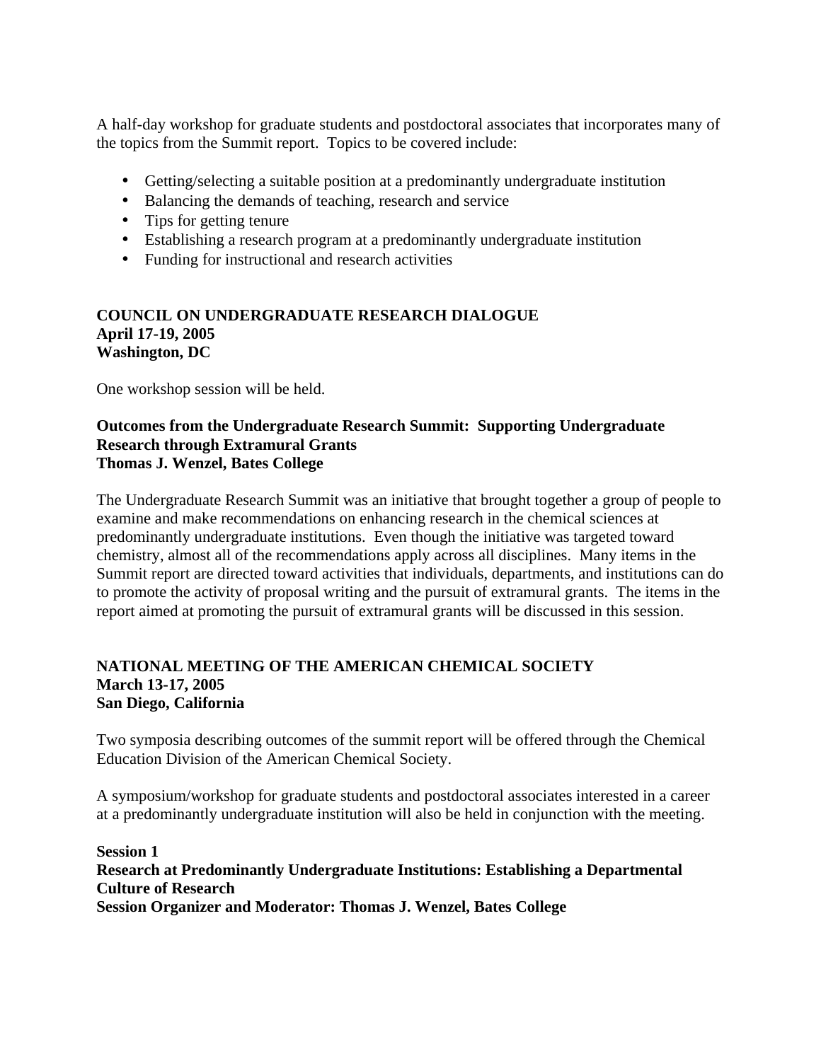A half-day workshop for graduate students and postdoctoral associates that incorporates many of the topics from the Summit report. Topics to be covered include:

- Getting/selecting a suitable position at a predominantly undergraduate institution
- Balancing the demands of teaching, research and service
- Tips for getting tenure
- Establishing a research program at a predominantly undergraduate institution
- Funding for instructional and research activities

**COUNCIL ON UNDERGRADUATE RESEARCH DIALOGUE**
**April 17-19, 2005**
**Washington, DC**

One workshop session will be held.

**Outcomes from the Undergraduate Research Summit: Supporting Undergraduate Research through Extramural Grants**
**Thomas J. Wenzel, Bates College**

The Undergraduate Research Summit was an initiative that brought together a group of people to examine and make recommendations on enhancing research in the chemical sciences at predominantly undergraduate institutions. Even though the initiative was targeted toward chemistry, almost all of the recommendations apply across all disciplines. Many items in the Summit report are directed toward activities that individuals, departments, and institutions can do to promote the activity of proposal writing and the pursuit of extramural grants. The items in the report aimed at promoting the pursuit of extramural grants will be discussed in this session.

**NATIONAL MEETING OF THE AMERICAN CHEMICAL SOCIETY**
**March 13-17, 2005**
**San Diego, California**

Two symposia describing outcomes of the summit report will be offered through the Chemical Education Division of the American Chemical Society.

A symposium/workshop for graduate students and postdoctoral associates interested in a career at a predominantly undergraduate institution will also be held in conjunction with the meeting.

**Session 1**
**Research at Predominantly Undergraduate Institutions: Establishing a Departmental Culture of Research**
**Session Organizer and Moderator: Thomas J. Wenzel, Bates College**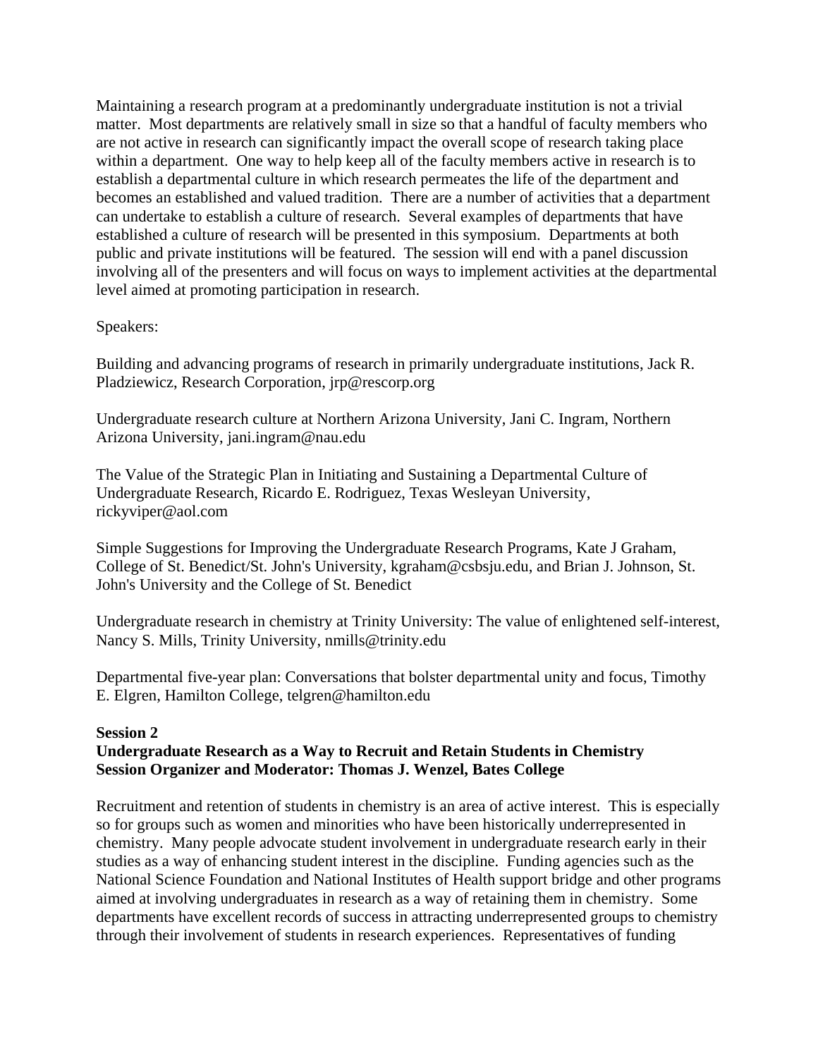Maintaining a research program at a predominantly undergraduate institution is not a trivial matter. Most departments are relatively small in size so that a handful of faculty members who are not active in research can significantly impact the overall scope of research taking place within a department. One way to help keep all of the faculty members active in research is to establish a departmental culture in which research permeates the life of the department and becomes an established and valued tradition. There are a number of activities that a department can undertake to establish a culture of research. Several examples of departments that have established a culture of research will be presented in this symposium. Departments at both public and private institutions will be featured. The session will end with a panel discussion involving all of the presenters and will focus on ways to implement activities at the departmental level aimed at promoting participation in research.

Speakers:

Building and advancing programs of research in primarily undergraduate institutions, Jack R. Pladziewicz, Research Corporation, jrp@rescorp.org

Undergraduate research culture at Northern Arizona University, Jani C. Ingram, Northern Arizona University, jani.ingram@nau.edu

The Value of the Strategic Plan in Initiating and Sustaining a Departmental Culture of Undergraduate Research, Ricardo E. Rodriguez, Texas Wesleyan University, rickyviper@aol.com

Simple Suggestions for Improving the Undergraduate Research Programs, Kate J Graham, College of St. Benedict/St. John's University, kgraham@csbsju.edu, and Brian J. Johnson, St. John's University and the College of St. Benedict

Undergraduate research in chemistry at Trinity University: The value of enlightened self-interest, Nancy S. Mills, Trinity University, nmills@trinity.edu

Departmental five-year plan: Conversations that bolster departmental unity and focus, Timothy E. Elgren, Hamilton College, telgren@hamilton.edu

**Session 2**
**Undergraduate Research as a Way to Recruit and Retain Students in Chemistry**
**Session Organizer and Moderator: Thomas J. Wenzel, Bates College**

Recruitment and retention of students in chemistry is an area of active interest. This is especially so for groups such as women and minorities who have been historically underrepresented in chemistry. Many people advocate student involvement in undergraduate research early in their studies as a way of enhancing student interest in the discipline. Funding agencies such as the National Science Foundation and National Institutes of Health support bridge and other programs aimed at involving undergraduates in research as a way of retaining them in chemistry. Some departments have excellent records of success in attracting underrepresented groups to chemistry through their involvement of students in research experiences. Representatives of funding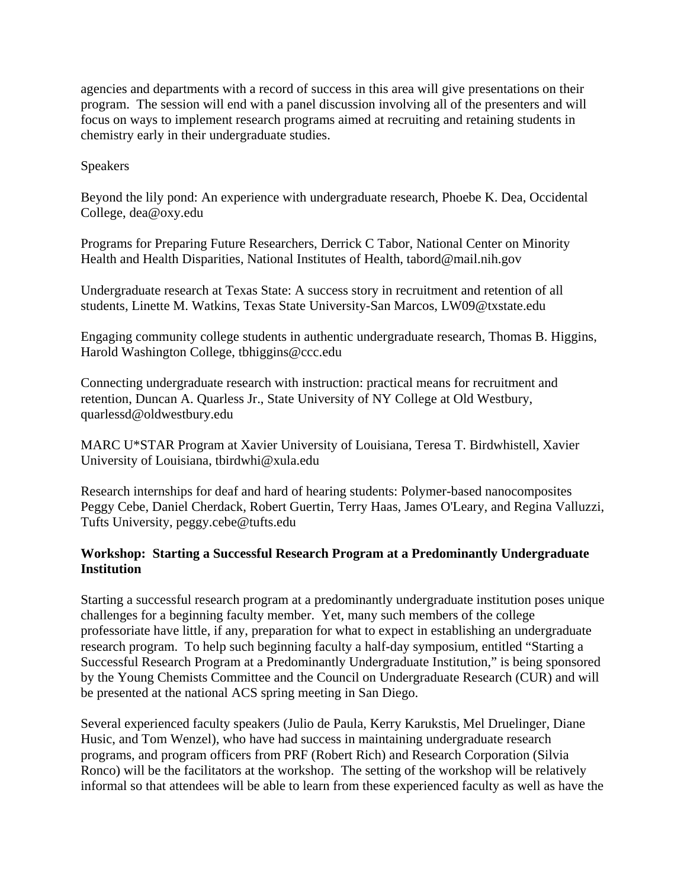agencies and departments with a record of success in this area will give presentations on their program. The session will end with a panel discussion involving all of the presenters and will focus on ways to implement research programs aimed at recruiting and retaining students in chemistry early in their undergraduate studies.

Speakers

Beyond the lily pond: An experience with undergraduate research, Phoebe K. Dea, Occidental College, dea@oxy.edu

Programs for Preparing Future Researchers, Derrick C Tabor, National Center on Minority Health and Health Disparities, National Institutes of Health, tabord@mail.nih.gov

Undergraduate research at Texas State: A success story in recruitment and retention of all students, Linette M. Watkins, Texas State University-San Marcos, LW09@txstate.edu

Engaging community college students in authentic undergraduate research, Thomas B. Higgins, Harold Washington College, tbhiggins@ccc.edu

Connecting undergraduate research with instruction: practical means for recruitment and retention, Duncan A. Quarless Jr., State University of NY College at Old Westbury, quarlessd@oldwestbury.edu

MARC U*STAR Program at Xavier University of Louisiana, Teresa T. Birdwhistell, Xavier University of Louisiana, tbirdwhi@xula.edu

Research internships for deaf and hard of hearing students: Polymer-based nanocomposites Peggy Cebe, Daniel Cherdack, Robert Guertin, Terry Haas, James O'Leary, and Regina Valluzzi, Tufts University, peggy.cebe@tufts.edu

**Workshop: Starting a Successful Research Program at a Predominantly Undergraduate Institution**

Starting a successful research program at a predominantly undergraduate institution poses unique challenges for a beginning faculty member. Yet, many such members of the college professoriate have little, if any, preparation for what to expect in establishing an undergraduate research program. To help such beginning faculty a half-day symposium, entitled "Starting a Successful Research Program at a Predominantly Undergraduate Institution," is being sponsored by the Young Chemists Committee and the Council on Undergraduate Research (CUR) and will be presented at the national ACS spring meeting in San Diego.

Several experienced faculty speakers (Julio de Paula, Kerry Karukstis, Mel Druelinger, Diane Husic, and Tom Wenzel), who have had success in maintaining undergraduate research programs, and program officers from PRF (Robert Rich) and Research Corporation (Silvia Ronco) will be the facilitators at the workshop. The setting of the workshop will be relatively informal so that attendees will be able to learn from these experienced faculty as well as have the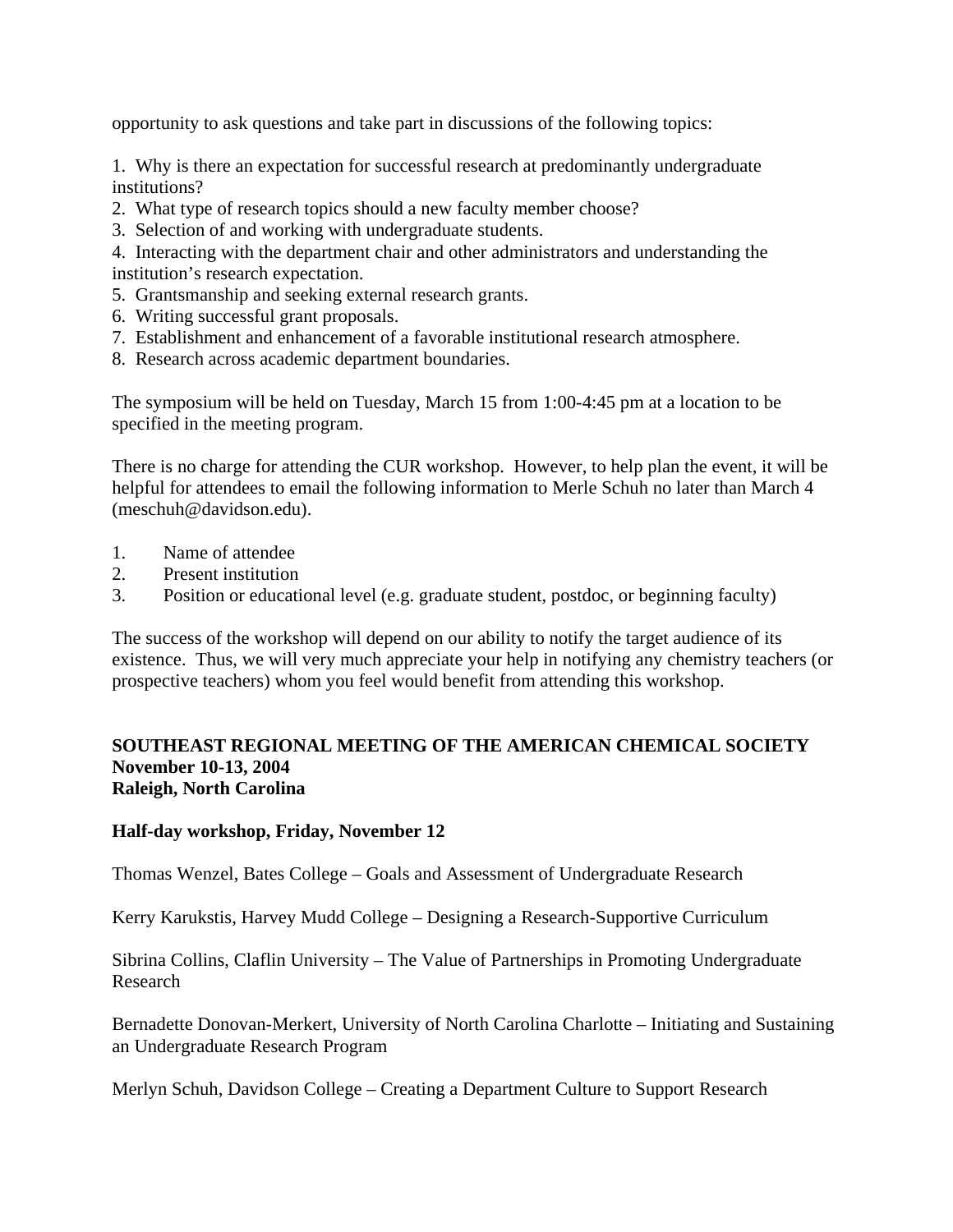opportunity to ask questions and take part in discussions of the following topics:

1. Why is there an expectation for successful research at predominantly undergraduate institutions?
2. What type of research topics should a new faculty member choose?
3. Selection of and working with undergraduate students.
4. Interacting with the department chair and other administrators and understanding the institution's research expectation.
5. Grantsmanship and seeking external research grants.
6. Writing successful grant proposals.
7. Establishment and enhancement of a favorable institutional research atmosphere.
8. Research across academic department boundaries.

The symposium will be held on Tuesday, March 15 from 1:00-4:45 pm at a location to be specified in the meeting program.

There is no charge for attending the CUR workshop. However, to help plan the event, it will be helpful for attendees to email the following information to Merle Schuh no later than March 4 (meschuh@davidson.edu).

1. Name of attendee
2. Present institution
3. Position or educational level (e.g. graduate student, postdoc, or beginning faculty)

The success of the workshop will depend on our ability to notify the target audience of its existence. Thus, we will very much appreciate your help in notifying any chemistry teachers (or prospective teachers) whom you feel would benefit from attending this workshop.

**SOUTHEAST REGIONAL MEETING OF THE AMERICAN CHEMICAL SOCIETY**
**November 10-13, 2004**
**Raleigh, North Carolina**

**Half-day workshop, Friday, November 12**

Thomas Wenzel, Bates College – Goals and Assessment of Undergraduate Research

Kerry Karukstis, Harvey Mudd College – Designing a Research-Supportive Curriculum

Sibrina Collins, Claflin University – The Value of Partnerships in Promoting Undergraduate Research

Bernadette Donovan-Merkert, University of North Carolina Charlotte – Initiating and Sustaining an Undergraduate Research Program

Merlyn Schuh, Davidson College – Creating a Department Culture to Support Research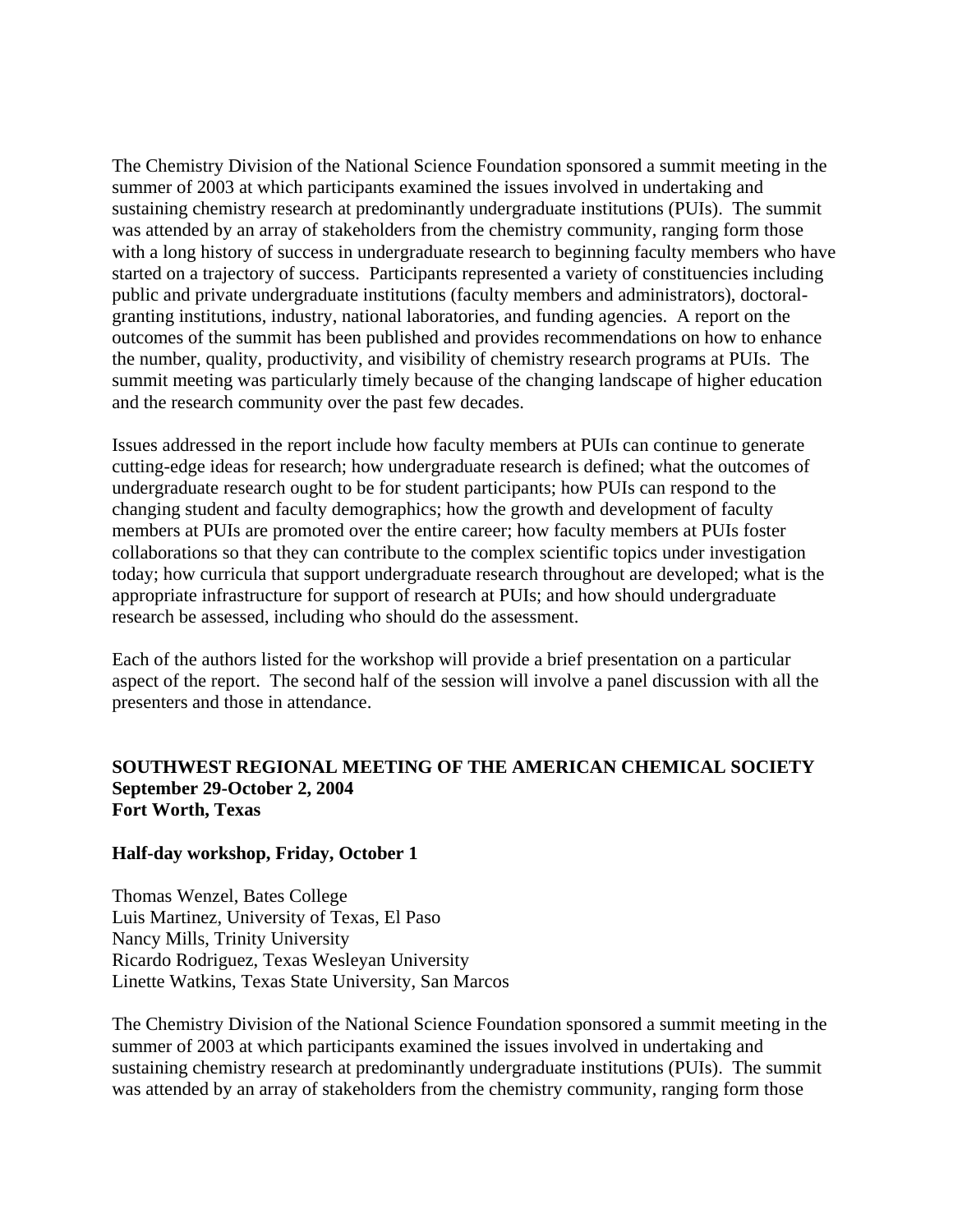The Chemistry Division of the National Science Foundation sponsored a summit meeting in the summer of 2003 at which participants examined the issues involved in undertaking and sustaining chemistry research at predominantly undergraduate institutions (PUIs). The summit was attended by an array of stakeholders from the chemistry community, ranging form those with a long history of success in undergraduate research to beginning faculty members who have started on a trajectory of success. Participants represented a variety of constituencies including public and private undergraduate institutions (faculty members and administrators), doctoral-granting institutions, industry, national laboratories, and funding agencies. A report on the outcomes of the summit has been published and provides recommendations on how to enhance the number, quality, productivity, and visibility of chemistry research programs at PUIs. The summit meeting was particularly timely because of the changing landscape of higher education and the research community over the past few decades.

Issues addressed in the report include how faculty members at PUIs can continue to generate cutting-edge ideas for research; how undergraduate research is defined; what the outcomes of undergraduate research ought to be for student participants; how PUIs can respond to the changing student and faculty demographics; how the growth and development of faculty members at PUIs are promoted over the entire career; how faculty members at PUIs foster collaborations so that they can contribute to the complex scientific topics under investigation today; how curricula that support undergraduate research throughout are developed; what is the appropriate infrastructure for support of research at PUIs; and how should undergraduate research be assessed, including who should do the assessment.

Each of the authors listed for the workshop will provide a brief presentation on a particular aspect of the report. The second half of the session will involve a panel discussion with all the presenters and those in attendance.

**SOUTHWEST REGIONAL MEETING OF THE AMERICAN CHEMICAL SOCIETY**
**September 29-October 2, 2004**
**Fort Worth, Texas**

**Half-day workshop, Friday, October 1**

Thomas Wenzel, Bates College
Luis Martinez, University of Texas, El Paso
Nancy Mills, Trinity University
Ricardo Rodriguez, Texas Wesleyan University
Linette Watkins, Texas State University, San Marcos

The Chemistry Division of the National Science Foundation sponsored a summit meeting in the summer of 2003 at which participants examined the issues involved in undertaking and sustaining chemistry research at predominantly undergraduate institutions (PUIs). The summit was attended by an array of stakeholders from the chemistry community, ranging form those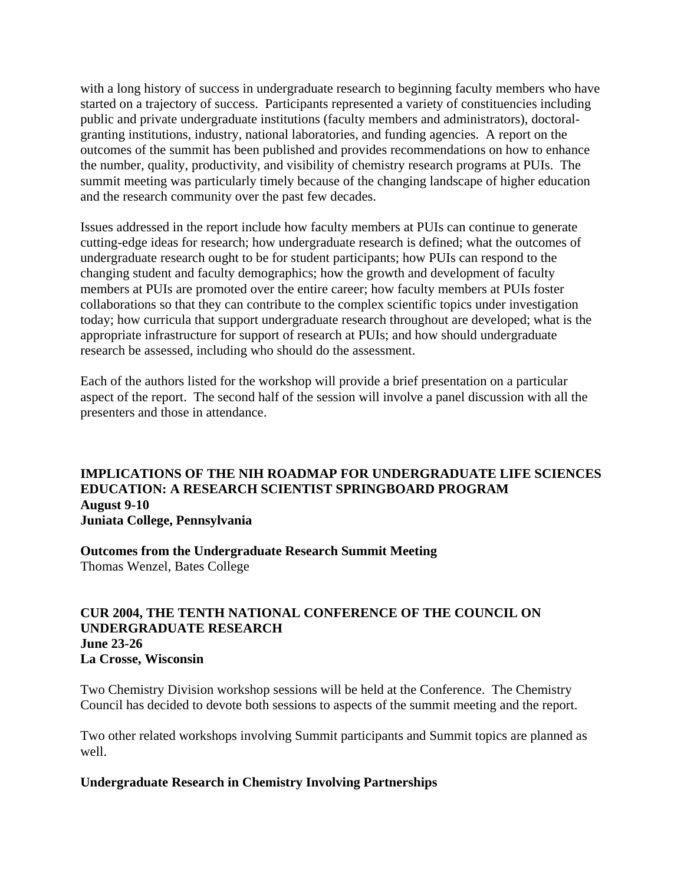with a long history of success in undergraduate research to beginning faculty members who have started on a trajectory of success. Participants represented a variety of constituencies including public and private undergraduate institutions (faculty members and administrators), doctoral-granting institutions, industry, national laboratories, and funding agencies. A report on the outcomes of the summit has been published and provides recommendations on how to enhance the number, quality, productivity, and visibility of chemistry research programs at PUIs. The summit meeting was particularly timely because of the changing landscape of higher education and the research community over the past few decades.

Issues addressed in the report include how faculty members at PUIs can continue to generate cutting-edge ideas for research; how undergraduate research is defined; what the outcomes of undergraduate research ought to be for student participants; how PUIs can respond to the changing student and faculty demographics; how the growth and development of faculty members at PUIs are promoted over the entire career; how faculty members at PUIs foster collaborations so that they can contribute to the complex scientific topics under investigation today; how curricula that support undergraduate research throughout are developed; what is the appropriate infrastructure for support of research at PUIs; and how should undergraduate research be assessed, including who should do the assessment.

Each of the authors listed for the workshop will provide a brief presentation on a particular aspect of the report. The second half of the session will involve a panel discussion with all the presenters and those in attendance.

**IMPLICATIONS OF THE NIH ROADMAP FOR UNDERGRADUATE LIFE SCIENCES EDUCATION: A RESEARCH SCIENTIST SPRINGBOARD PROGRAM**
**August 9-10**
**Juniata College, Pennsylvania**

**Outcomes from the Undergraduate Research Summit Meeting**
Thomas Wenzel, Bates College

**CUR 2004, THE TENTH NATIONAL CONFERENCE OF THE COUNCIL ON UNDERGRADUATE RESEARCH**
**June 23-26**
**La Crosse, Wisconsin**

Two Chemistry Division workshop sessions will be held at the Conference. The Chemistry Council has decided to devote both sessions to aspects of the summit meeting and the report.

Two other related workshops involving Summit participants and Summit topics are planned as well.

**Undergraduate Research in Chemistry Involving Partnerships**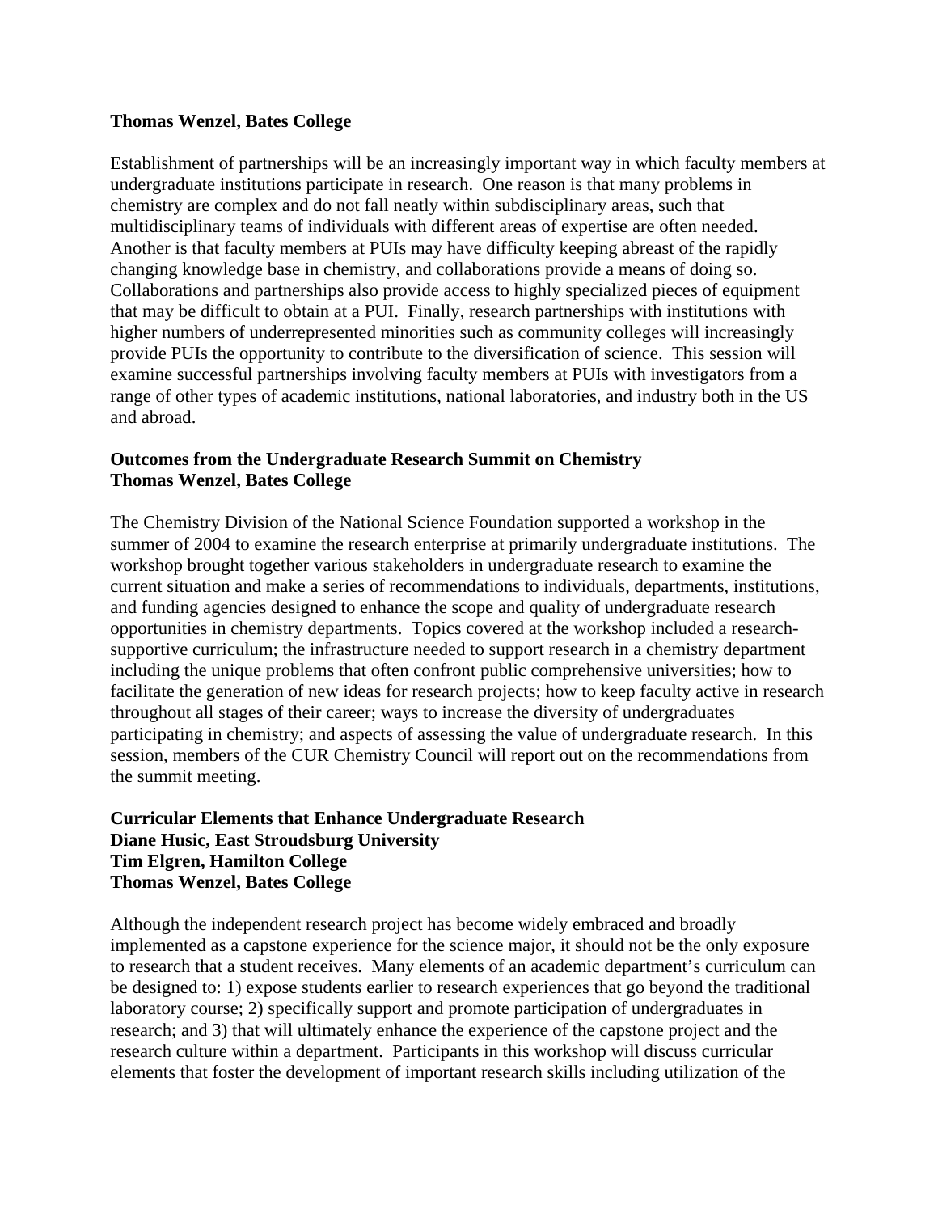**Thomas Wenzel, Bates College**

Establishment of partnerships will be an increasingly important way in which faculty members at undergraduate institutions participate in research. One reason is that many problems in chemistry are complex and do not fall neatly within subdisciplinary areas, such that multidisciplinary teams of individuals with different areas of expertise are often needed. Another is that faculty members at PUIs may have difficulty keeping abreast of the rapidly changing knowledge base in chemistry, and collaborations provide a means of doing so. Collaborations and partnerships also provide access to highly specialized pieces of equipment that may be difficult to obtain at a PUI. Finally, research partnerships with institutions with higher numbers of underrepresented minorities such as community colleges will increasingly provide PUIs the opportunity to contribute to the diversification of science. This session will examine successful partnerships involving faculty members at PUIs with investigators from a range of other types of academic institutions, national laboratories, and industry both in the US and abroad.

**Outcomes from the Undergraduate Research Summit on Chemistry**
**Thomas Wenzel, Bates College**

The Chemistry Division of the National Science Foundation supported a workshop in the summer of 2004 to examine the research enterprise at primarily undergraduate institutions. The workshop brought together various stakeholders in undergraduate research to examine the current situation and make a series of recommendations to individuals, departments, institutions, and funding agencies designed to enhance the scope and quality of undergraduate research opportunities in chemistry departments. Topics covered at the workshop included a research-supportive curriculum; the infrastructure needed to support research in a chemistry department including the unique problems that often confront public comprehensive universities; how to facilitate the generation of new ideas for research projects; how to keep faculty active in research throughout all stages of their career; ways to increase the diversity of undergraduates participating in chemistry; and aspects of assessing the value of undergraduate research. In this session, members of the CUR Chemistry Council will report out on the recommendations from the summit meeting.

**Curricular Elements that Enhance Undergraduate Research**
**Diane Husic, East Stroudsburg University**
**Tim Elgren, Hamilton College**
**Thomas Wenzel, Bates College**

Although the independent research project has become widely embraced and broadly implemented as a capstone experience for the science major, it should not be the only exposure to research that a student receives. Many elements of an academic department's curriculum can be designed to: 1) expose students earlier to research experiences that go beyond the traditional laboratory course; 2) specifically support and promote participation of undergraduates in research; and 3) that will ultimately enhance the experience of the capstone project and the research culture within a department. Participants in this workshop will discuss curricular elements that foster the development of important research skills including utilization of the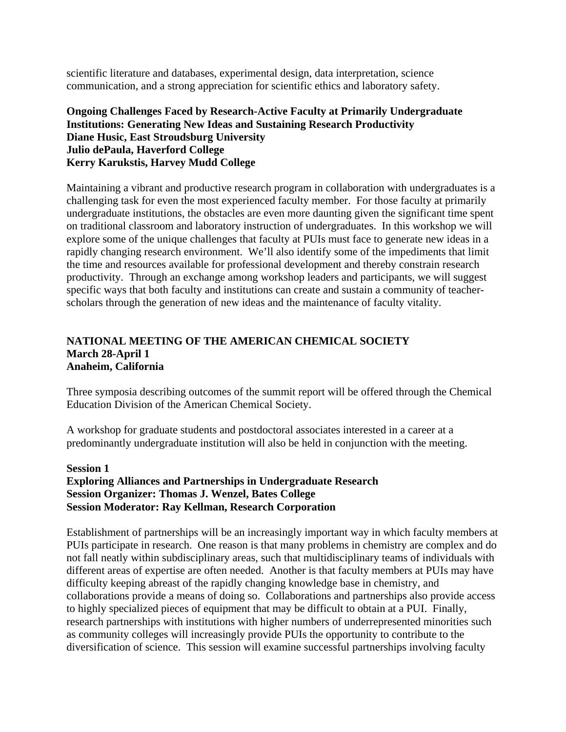scientific literature and databases, experimental design, data interpretation, science communication, and a strong appreciation for scientific ethics and laboratory safety.

**Ongoing Challenges Faced by Research-Active Faculty at Primarily Undergraduate Institutions: Generating New Ideas and Sustaining Research Productivity**
**Diane Husic, East Stroudsburg University**
**Julio dePaula, Haverford College**
**Kerry Karukstis, Harvey Mudd College**

Maintaining a vibrant and productive research program in collaboration with undergraduates is a challenging task for even the most experienced faculty member. For those faculty at primarily undergraduate institutions, the obstacles are even more daunting given the significant time spent on traditional classroom and laboratory instruction of undergraduates. In this workshop we will explore some of the unique challenges that faculty at PUIs must face to generate new ideas in a rapidly changing research environment. We'll also identify some of the impediments that limit the time and resources available for professional development and thereby constrain research productivity. Through an exchange among workshop leaders and participants, we will suggest specific ways that both faculty and institutions can create and sustain a community of teacher-scholars through the generation of new ideas and the maintenance of faculty vitality.

## NATIONAL MEETING OF THE AMERICAN CHEMICAL SOCIETY
**March 28-April 1**
**Anaheim, California**

Three symposia describing outcomes of the summit report will be offered through the Chemical Education Division of the American Chemical Society.

A workshop for graduate students and postdoctoral associates interested in a career at a predominantly undergraduate institution will also be held in conjunction with the meeting.

**Session 1**
**Exploring Alliances and Partnerships in Undergraduate Research**
**Session Organizer: Thomas J. Wenzel, Bates College**
**Session Moderator: Ray Kellman, Research Corporation**

Establishment of partnerships will be an increasingly important way in which faculty members at PUIs participate in research. One reason is that many problems in chemistry are complex and do not fall neatly within subdisciplinary areas, such that multidisciplinary teams of individuals with different areas of expertise are often needed. Another is that faculty members at PUIs may have difficulty keeping abreast of the rapidly changing knowledge base in chemistry, and collaborations provide a means of doing so. Collaborations and partnerships also provide access to highly specialized pieces of equipment that may be difficult to obtain at a PUI. Finally, research partnerships with institutions with higher numbers of underrepresented minorities such as community colleges will increasingly provide PUIs the opportunity to contribute to the diversification of science. This session will examine successful partnerships involving faculty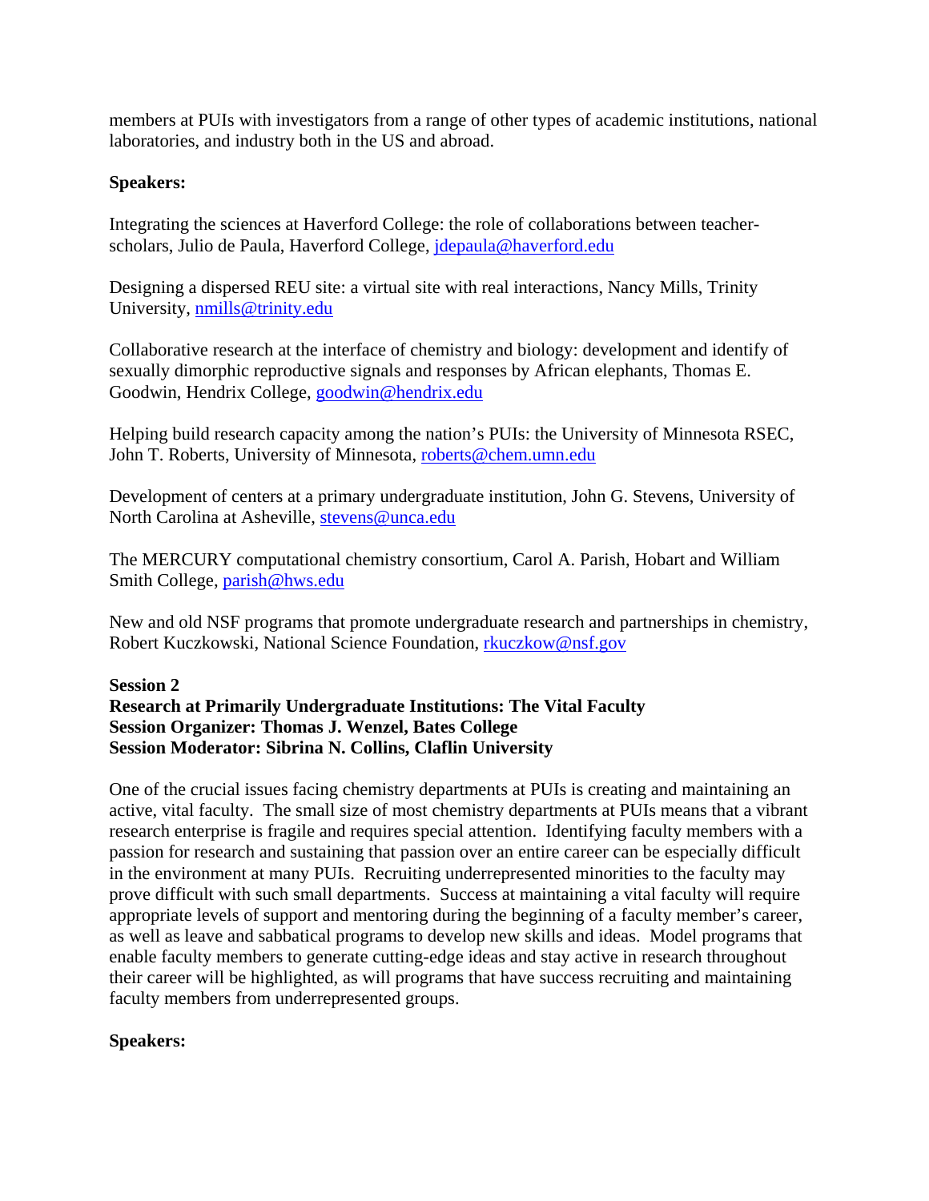members at PUIs with investigators from a range of other types of academic institutions, national laboratories, and industry both in the US and abroad.

**Speakers:**

Integrating the sciences at Haverford College: the role of collaborations between teacher-scholars, Julio de Paula, Haverford College, jdepaula@haverford.edu

Designing a dispersed REU site: a virtual site with real interactions, Nancy Mills, Trinity University, nmills@trinity.edu

Collaborative research at the interface of chemistry and biology: development and identify of sexually dimorphic reproductive signals and responses by African elephants, Thomas E. Goodwin, Hendrix College, goodwin@hendrix.edu

Helping build research capacity among the nation's PUIs: the University of Minnesota RSEC, John T. Roberts, University of Minnesota, roberts@chem.umn.edu

Development of centers at a primary undergraduate institution, John G. Stevens, University of North Carolina at Asheville, stevens@unca.edu

The MERCURY computational chemistry consortium, Carol A. Parish, Hobart and William Smith College, parish@hws.edu

New and old NSF programs that promote undergraduate research and partnerships in chemistry, Robert Kuczkowski, National Science Foundation, rkuczkow@nsf.gov

**Session 2**
**Research at Primarily Undergraduate Institutions: The Vital Faculty**
**Session Organizer: Thomas J. Wenzel, Bates College**
**Session Moderator: Sibrina N. Collins, Claflin University**

One of the crucial issues facing chemistry departments at PUIs is creating and maintaining an active, vital faculty. The small size of most chemistry departments at PUIs means that a vibrant research enterprise is fragile and requires special attention. Identifying faculty members with a passion for research and sustaining that passion over an entire career can be especially difficult in the environment at many PUIs. Recruiting underrepresented minorities to the faculty may prove difficult with such small departments. Success at maintaining a vital faculty will require appropriate levels of support and mentoring during the beginning of a faculty member's career, as well as leave and sabbatical programs to develop new skills and ideas. Model programs that enable faculty members to generate cutting-edge ideas and stay active in research throughout their career will be highlighted, as will programs that have success recruiting and maintaining faculty members from underrepresented groups.

**Speakers:**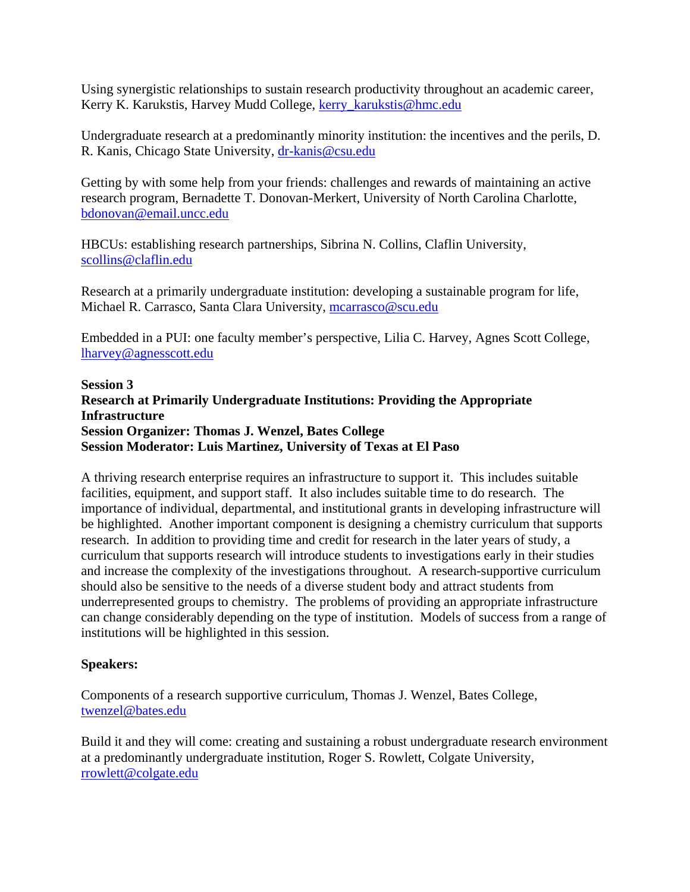Using synergistic relationships to sustain research productivity throughout an academic career, Kerry K. Karukstis, Harvey Mudd College, kerry_karukstis@hmc.edu

Undergraduate research at a predominantly minority institution: the incentives and the perils, D. R. Kanis, Chicago State University, dr-kanis@csu.edu

Getting by with some help from your friends: challenges and rewards of maintaining an active research program, Bernadette T. Donovan-Merkert, University of North Carolina Charlotte, bdonovan@email.uncc.edu

HBCUs: establishing research partnerships, Sibrina N. Collins, Claflin University, scollins@claflin.edu

Research at a primarily undergraduate institution: developing a sustainable program for life, Michael R. Carrasco, Santa Clara University, mcarrasco@scu.edu

Embedded in a PUI: one faculty member's perspective, Lilia C. Harvey, Agnes Scott College, lharvey@agnesscott.edu

**Session 3**
**Research at Primarily Undergraduate Institutions: Providing the Appropriate Infrastructure**
**Session Organizer: Thomas J. Wenzel, Bates College**
**Session Moderator: Luis Martinez, University of Texas at El Paso**

A thriving research enterprise requires an infrastructure to support it. This includes suitable facilities, equipment, and support staff. It also includes suitable time to do research. The importance of individual, departmental, and institutional grants in developing infrastructure will be highlighted. Another important component is designing a chemistry curriculum that supports research. In addition to providing time and credit for research in the later years of study, a curriculum that supports research will introduce students to investigations early in their studies and increase the complexity of the investigations throughout. A research-supportive curriculum should also be sensitive to the needs of a diverse student body and attract students from underrepresented groups to chemistry. The problems of providing an appropriate infrastructure can change considerably depending on the type of institution. Models of success from a range of institutions will be highlighted in this session.

**Speakers:**

Components of a research supportive curriculum, Thomas J. Wenzel, Bates College, twenzel@bates.edu

Build it and they will come: creating and sustaining a robust undergraduate research environment at a predominantly undergraduate institution, Roger S. Rowlett, Colgate University, rrowlett@colgate.edu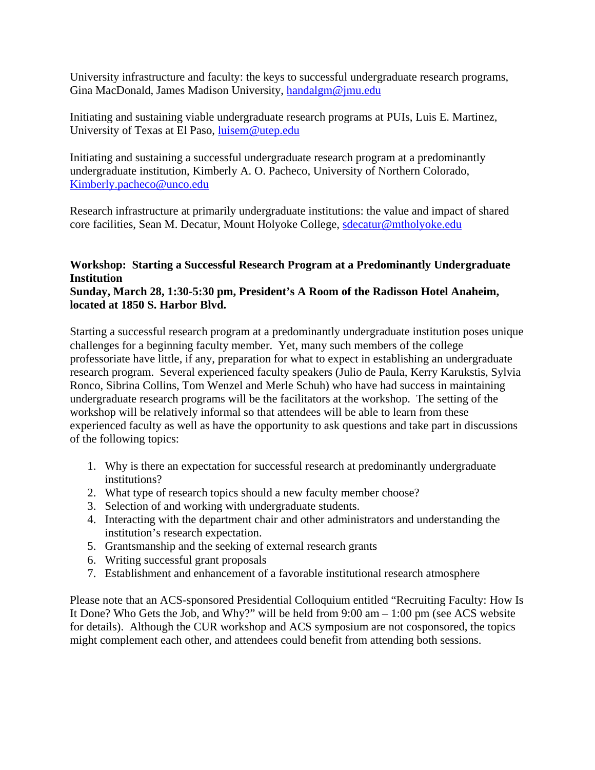University infrastructure and faculty: the keys to successful undergraduate research programs, Gina MacDonald, James Madison University, handalgm@jmu.edu

Initiating and sustaining viable undergraduate research programs at PUIs, Luis E. Martinez, University of Texas at El Paso, luisem@utep.edu

Initiating and sustaining a successful undergraduate research program at a predominantly undergraduate institution, Kimberly A. O. Pacheco, University of Northern Colorado, Kimberly.pacheco@unco.edu

Research infrastructure at primarily undergraduate institutions: the value and impact of shared core facilities, Sean M. Decatur, Mount Holyoke College, sdecatur@mtholyoke.edu

**Workshop: Starting a Successful Research Program at a Predominantly Undergraduate Institution**
**Sunday, March 28, 1:30-5:30 pm, President's A Room of the Radisson Hotel Anaheim, located at 1850 S. Harbor Blvd.**

Starting a successful research program at a predominantly undergraduate institution poses unique challenges for a beginning faculty member. Yet, many such members of the college professoriate have little, if any, preparation for what to expect in establishing an undergraduate research program. Several experienced faculty speakers (Julio de Paula, Kerry Karukstis, Sylvia Ronco, Sibrina Collins, Tom Wenzel and Merle Schuh) who have had success in maintaining undergraduate research programs will be the facilitators at the workshop. The setting of the workshop will be relatively informal so that attendees will be able to learn from these experienced faculty as well as have the opportunity to ask questions and take part in discussions of the following topics:

1. Why is there an expectation for successful research at predominantly undergraduate institutions?
2. What type of research topics should a new faculty member choose?
3. Selection of and working with undergraduate students.
4. Interacting with the department chair and other administrators and understanding the institution's research expectation.
5. Grantsmanship and the seeking of external research grants
6. Writing successful grant proposals
7. Establishment and enhancement of a favorable institutional research atmosphere

Please note that an ACS-sponsored Presidential Colloquium entitled "Recruiting Faculty: How Is It Done? Who Gets the Job, and Why?" will be held from 9:00 am – 1:00 pm (see ACS website for details). Although the CUR workshop and ACS symposium are not cosponsored, the topics might complement each other, and attendees could benefit from attending both sessions.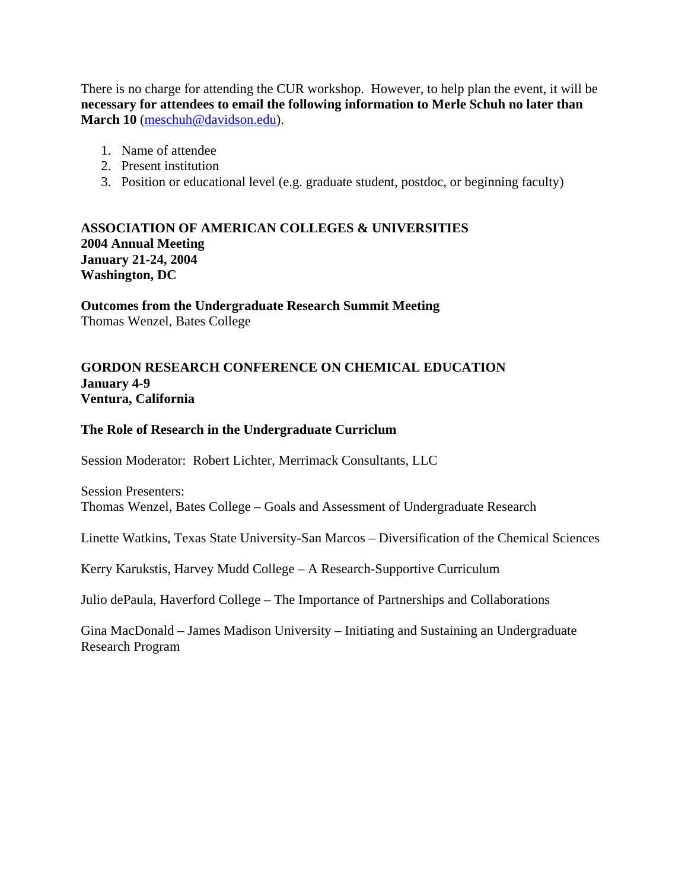There is no charge for attending the CUR workshop. However, to help plan the event, it will be **necessary for attendees to email the following information to Merle Schuh no later than March 10** (meschuh@davidson.edu).

1. Name of attendee
2. Present institution
3. Position or educational level (e.g. graduate student, postdoc, or beginning faculty)

**ASSOCIATION OF AMERICAN COLLEGES & UNIVERSITIES**
**2004 Annual Meeting**
**January 21-24, 2004**
**Washington, DC**

**Outcomes from the Undergraduate Research Summit Meeting**
Thomas Wenzel, Bates College

**GORDON RESEARCH CONFERENCE ON CHEMICAL EDUCATION**
**January 4-9**
**Ventura, California**

**The Role of Research in the Undergraduate Curriclum**

Session Moderator: Robert Lichter, Merrimack Consultants, LLC

Session Presenters:
Thomas Wenzel, Bates College – Goals and Assessment of Undergraduate Research

Linette Watkins, Texas State University-San Marcos – Diversification of the Chemical Sciences

Kerry Karukstis, Harvey Mudd College – A Research-Supportive Curriculum

Julio dePaula, Haverford College – The Importance of Partnerships and Collaborations

Gina MacDonald – James Madison University – Initiating and Sustaining an Undergraduate Research Program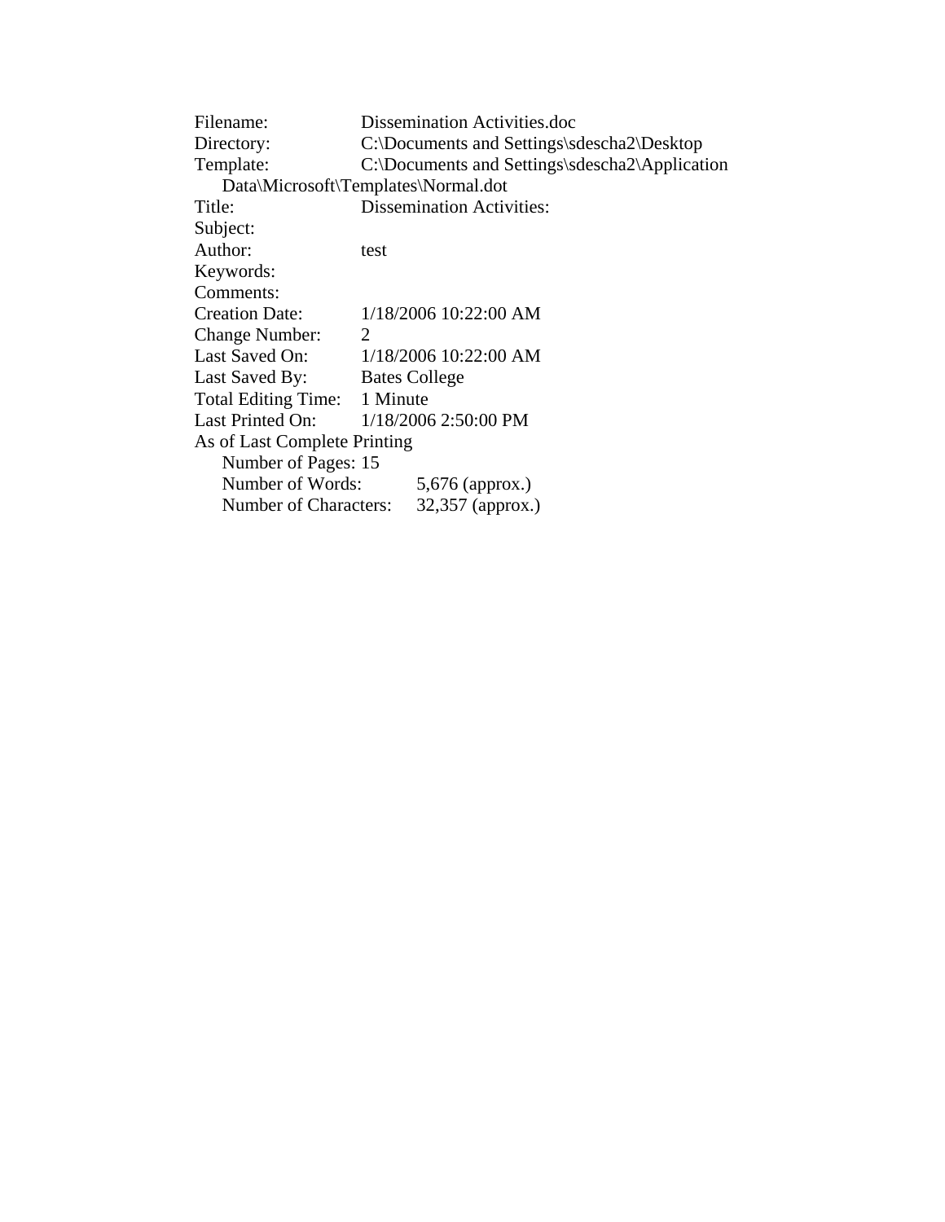Filename: Dissemination Activities.doc
Directory: C:\Documents and Settings\sdescha2\Desktop
Template: C:\Documents and Settings\sdescha2\Application Data\Microsoft\Templates\Normal.dot
Title: Dissemination Activities:
Subject:
Author: test
Keywords:
Comments:
Creation Date: 1/18/2006 10:22:00 AM
Change Number: 2
Last Saved On: 1/18/2006 10:22:00 AM
Last Saved By: Bates College
Total Editing Time: 1 Minute
Last Printed On: 1/18/2006 2:50:00 PM
As of Last Complete Printing
Number of Pages: 15
Number of Words: 5,676 (approx.)
Number of Characters: 32,357 (approx.)